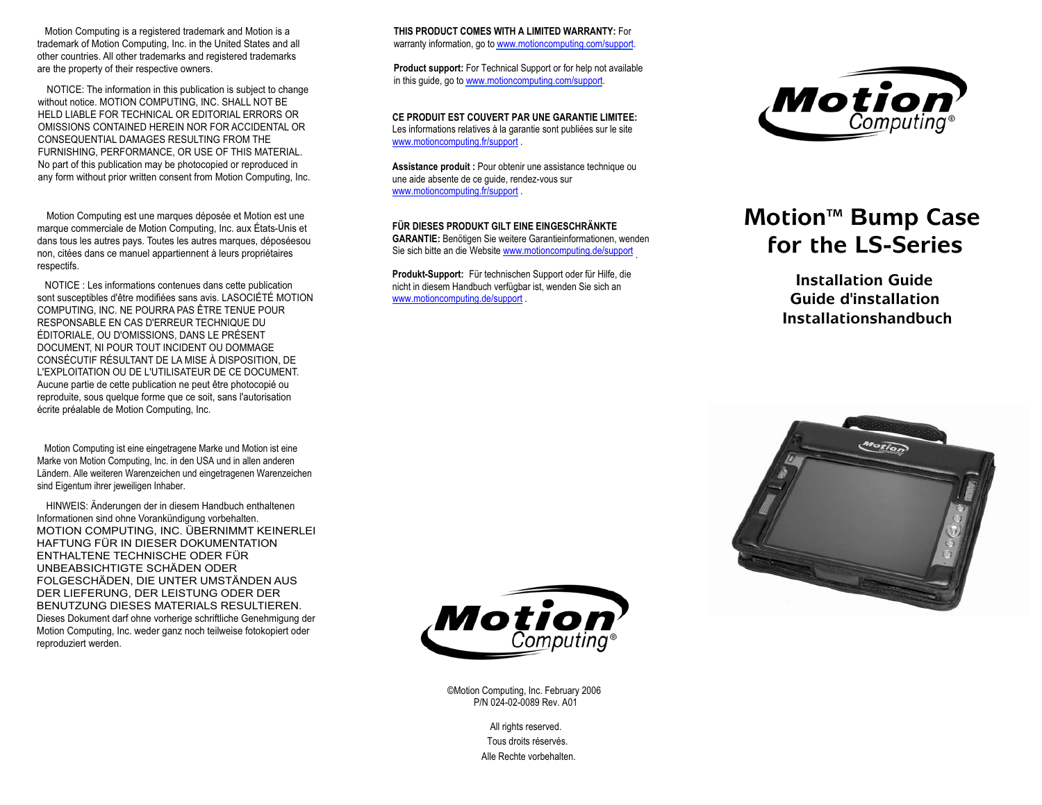Motion Computing is a registered trademark and Motion is a trademark of Motion Computing, Inc. in the United States and all other countries. All other trademarks and registered trademarks are the property of their respective owners.

NOTICE: The information in this publication is subject to change without notice. MOTION COMPUTING, INC. SHALL NOT BE HELD LIABLE FOR TECHNICAL OR EDITORIAL ERRORS OR OMISSIONS CONTAINED HEREIN NOR FOR ACCIDENTAL OR CONSEQUENTIAL DAMAGES RESULTING FROM THE FURNISHING, PERFORMANCE, OR USE OF THIS MATERIAL. No part of this publication may be photocopied or reproduced in any form without prior written consent from Motion Computing, Inc.

Motion Computing est une marques déposée et Motion est une marque commerciale de Motion Computing, Inc. aux États-Unis et dans tous les autres pays. Toutes les autres marques, déposéesou non, citées dans ce manuel appartiennent à leurs propriétaires respectifs.

NOTICE : Les informations contenues dans cette publication sont susceptibles d'être modifiées sans avis. LASOCIÉTÉ MOTION COMPUTING, INC. NE POURRA PAS ÊTRE TENUE POUR RESPONSABLE EN CAS D'ERREUR TECHNIQUE DU ÉDITORIALE, OU D'OMISSIONS, DANS LE PRÉSENT DOCUMENT, NI POUR TOUT INCIDENT OU DOMMAGE CONSÉCUTIF RÉSULTANT DE LA MISE À DISPOSITION, DE L'EXPLOITATION OU DE L'UTILISATEUR DE CE DOCUMENT. Aucune partie de cette publication ne peut être photocopié ou reproduite, sous quelque forme que ce soit, sans l'autorisation écrite préalable de Motion Computing, Inc.

Motion Computing ist eine eingetragene Marke und Motion ist eine Marke von Motion Computing, Inc. in den USA und in allen anderen Ländern. Alle weiteren Warenzeichen und eingetragenen Warenzeichen sind Eigentum ihrer jeweiligen Inhaber.

HINWEIS: Änderungen der in diesem Handbuch enthaltenen Informationen sind ohne Vorankündigung vorbehalten. MOTION COMPUTING, INC. ÜBERNIMMT KEINERLEI HAFTUNG FÜR IN DIESER DOKUMENTATION ENTHALTENE TECHNISCHE ODER FÜR UNBEABSICHTIGTE SCHÄDEN ODER FOLGESCHÄDEN, DIE UNTER UMSTÄNDEN AUS DER LIEFERUNG, DER LEISTUNG ODER DER BENUTZUNG DIESES MATERIALS RESULTIEREN. Dieses Dokument darf ohne vorherige schriftliche Genehmigung der Motion Computing, Inc. weder ganz noch teilweise fotokopiert oder reproduziert werden.

**THIS PRODUCT COMES WITH A LIMITED WARRANTY:** For warranty information, go to www.motioncomputing.com/support.

**Product support:** For Technical Support or for help not available in this guide, go to www.motioncomputing.com/support.

**CE PRODUIT EST COUVERT PAR UNE GARANTIE LIMITEE:** Les informations relatives à la garantie sont publiées sur le site www.motioncomputing.fr/support .

**Assistance produit :** Pour obtenir une assistance technique ou une aide absente de ce guide, rendez-vous sur www.motioncomputing.fr/support .

**FÜR DIESES PRODUKT GILT EINE EINGESCHRÄNKTE GARANTIE:** Benötigen Sie weitere Garantieinformationen, wenden Sie sich bitte an die Website www.motioncomputing.de/support .

**Produkt-Support:** Für technischen Support oder für Hilfe, die nicht in diesem Handbuch verfügbar ist, wenden Sie sich an www.motioncomputing.de/support .

Motion Computing®

©Motion Computing, Inc. February 2006
P/N 024-02-0089 Rev. A01

All rights reserved.
Tous droits réservés.
Alle Rechte vorbehalten.

Motion Computing®

# Motion™ Bump Case for the LS-Series

## Installation Guide
## Guide d'installation
## Installationshandbuch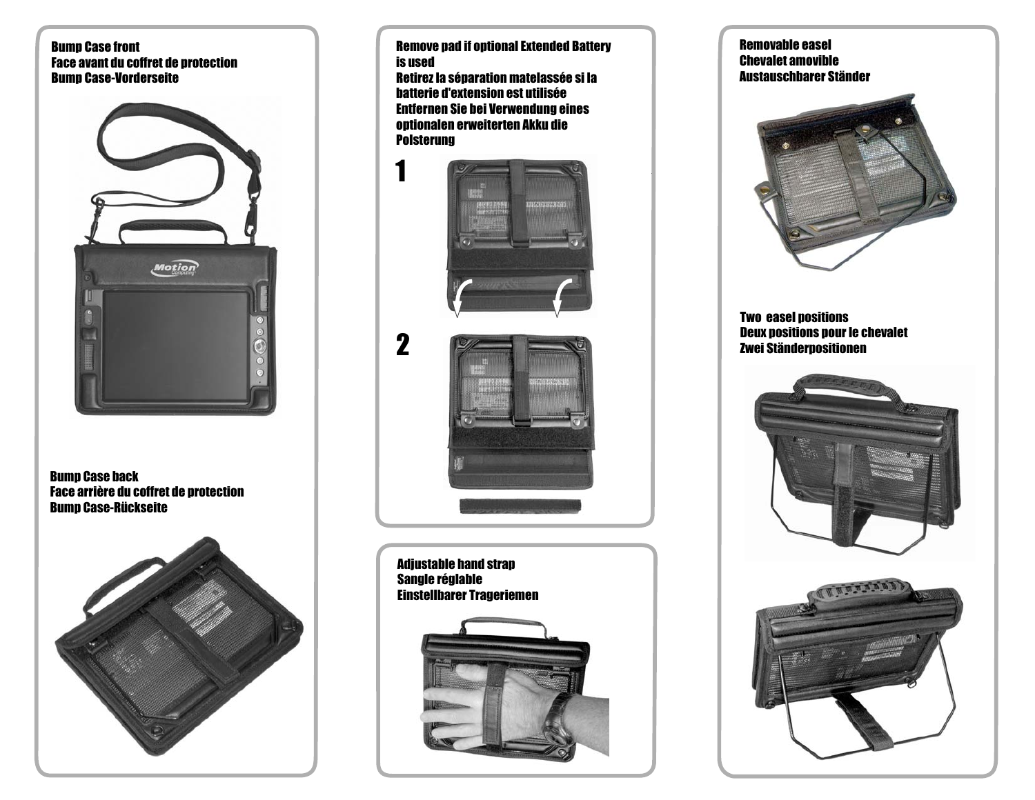**Bump Case front**
**Face avant du coffret de protection**
**Bump Case-Vorderseite**

**Bump Case back**
**Face arrière du coffret de protection**
**Bump Case-Rückseite**

**Remove pad if optional Extended Battery is used**
**Retirez la séparation matelassée si la batterie d'extension est utilisée**
**Entfernen Sie bei Verwendung eines optionalen erweiterten Akku die Polsterung**

**1**

**2**

**Adjustable hand strap**
**Sangle réglable**
**Einstellbarer Trageriemen**

**Removable easel**
**Chevalet amovible**
**Austauschbarer Ständer**

**Two easel positions**
**Deux positions pour le chevalet**
**Zwei Ständerpositionen**